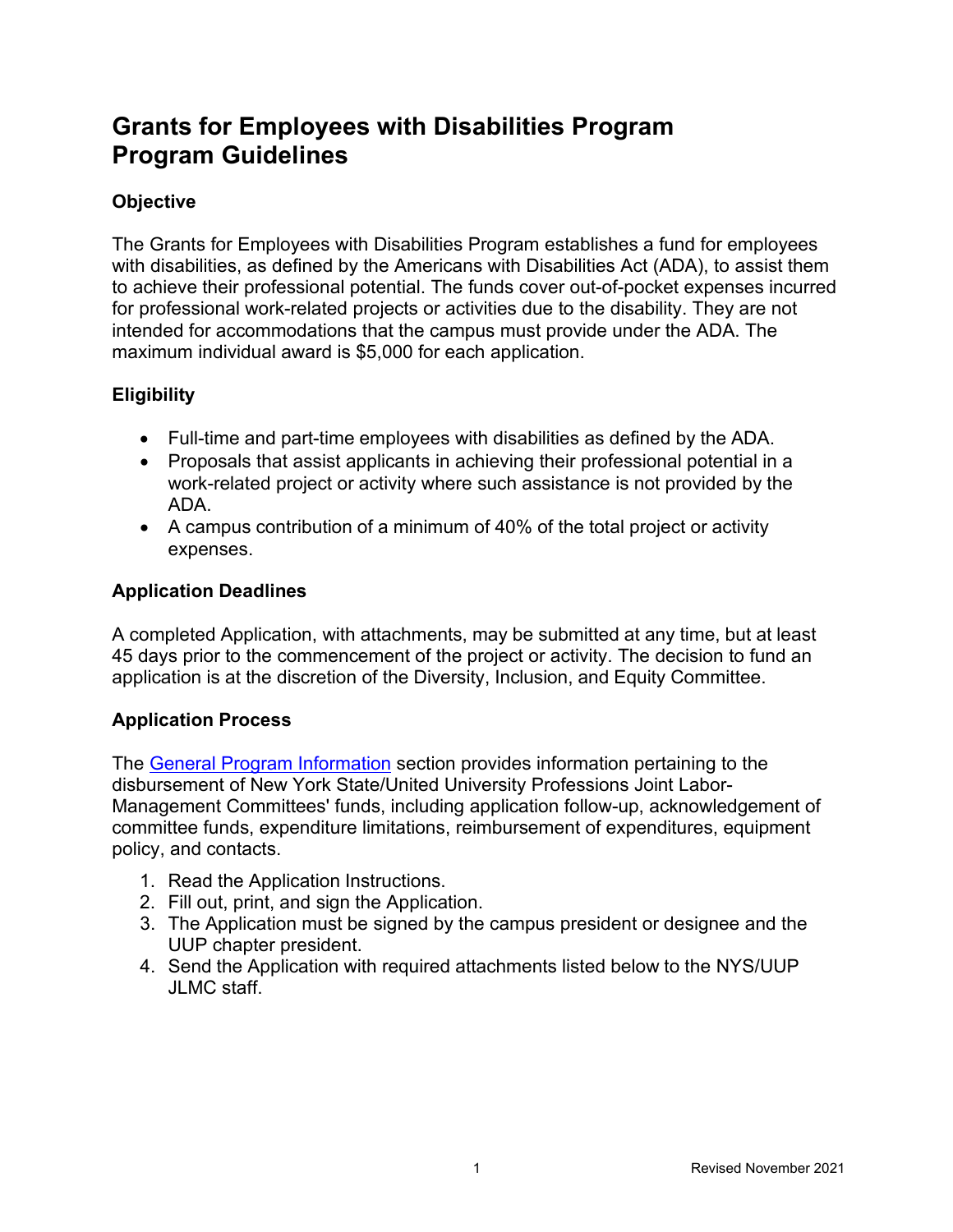# Grants for Employees with Disabilities Program
# Program Guidelines

### Objective

The Grants for Employees with Disabilities Program establishes a fund for employees with disabilities, as defined by the Americans with Disabilities Act (ADA), to assist them to achieve their professional potential. The funds cover out-of-pocket expenses incurred for professional work-related projects or activities due to the disability. They are not intended for accommodations that the campus must provide under the ADA. The maximum individual award is $5,000 for each application.

### Eligibility

- Full-time and part-time employees with disabilities as defined by the ADA.
- Proposals that assist applicants in achieving their professional potential in a work-related project or activity where such assistance is not provided by the ADA.
- A campus contribution of a minimum of 40% of the total project or activity expenses.

### Application Deadlines

A completed Application, with attachments, may be submitted at any time, but at least 45 days prior to the commencement of the project or activity. The decision to fund an application is at the discretion of the Diversity, Inclusion, and Equity Committee.

### Application Process

The General Program Information section provides information pertaining to the disbursement of New York State/United University Professions Joint Labor-Management Committees' funds, including application follow-up, acknowledgement of committee funds, expenditure limitations, reimbursement of expenditures, equipment policy, and contacts.

1. Read the Application Instructions.
2. Fill out, print, and sign the Application.
3. The Application must be signed by the campus president or designee and the UUP chapter president.
4. Send the Application with required attachments listed below to the NYS/UUP JLMC staff.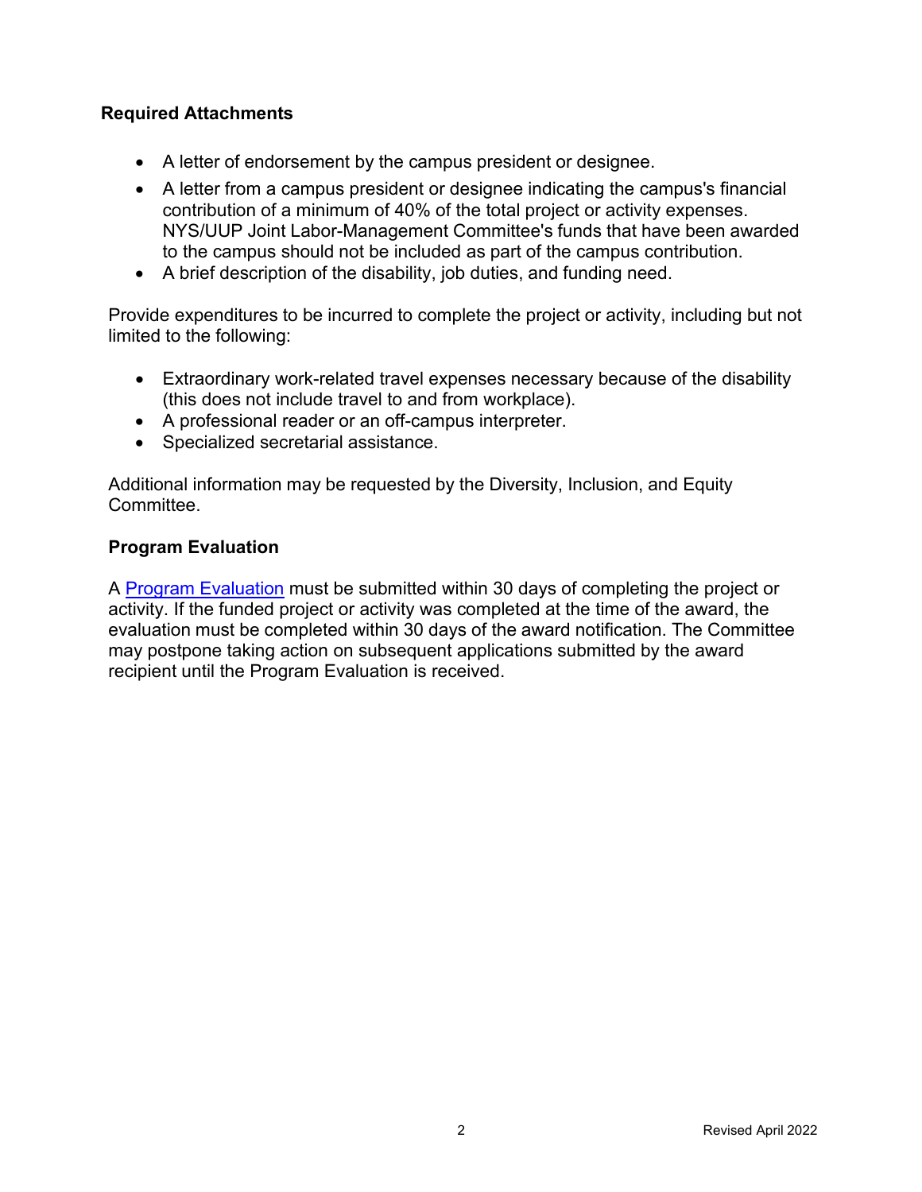### Required Attachments

- A letter of endorsement by the campus president or designee.
- A letter from a campus president or designee indicating the campus's financial contribution of a minimum of 40% of the total project or activity expenses. NYS/UUP Joint Labor-Management Committee's funds that have been awarded to the campus should not be included as part of the campus contribution.
- A brief description of the disability, job duties, and funding need.

Provide expenditures to be incurred to complete the project or activity, including but not limited to the following:

- Extraordinary work-related travel expenses necessary because of the disability (this does not include travel to and from workplace).
- A professional reader or an off-campus interpreter.
- Specialized secretarial assistance.

Additional information may be requested by the Diversity, Inclusion, and Equity Committee.

### Program Evaluation

A Program Evaluation must be submitted within 30 days of completing the project or activity. If the funded project or activity was completed at the time of the award, the evaluation must be completed within 30 days of the award notification. The Committee may postpone taking action on subsequent applications submitted by the award recipient until the Program Evaluation is received.